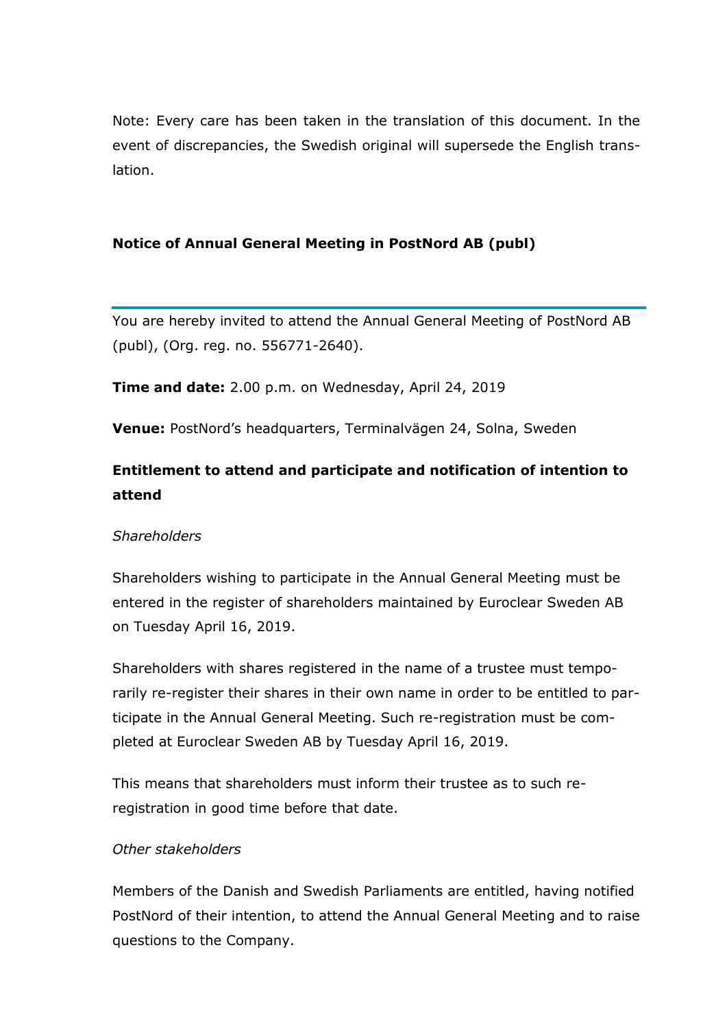Note: Every care has been taken in the translation of this document. In the event of discrepancies, the Swedish original will supersede the English translation.

# Notice of Annual General Meeting in PostNord AB (publ)

---

You are hereby invited to attend the Annual General Meeting of PostNord AB (publ), (Org. reg. no. 556771-2640).

**Time and date:** 2.00 p.m. on Wednesday, April 24, 2019

**Venue:** PostNord's headquarters, Terminalvägen 24, Solna, Sweden

## Entitlement to attend and participate and notification of intention to attend

*Shareholders*

Shareholders wishing to participate in the Annual General Meeting must be entered in the register of shareholders maintained by Euroclear Sweden AB on Tuesday April 16, 2019.

Shareholders with shares registered in the name of a trustee must temporarily re-register their shares in their own name in order to be entitled to participate in the Annual General Meeting. Such re-registration must be completed at Euroclear Sweden AB by Tuesday April 16, 2019.

This means that shareholders must inform their trustee as to such re-registration in good time before that date.

*Other stakeholders*

Members of the Danish and Swedish Parliaments are entitled, having notified PostNord of their intention, to attend the Annual General Meeting and to raise questions to the Company.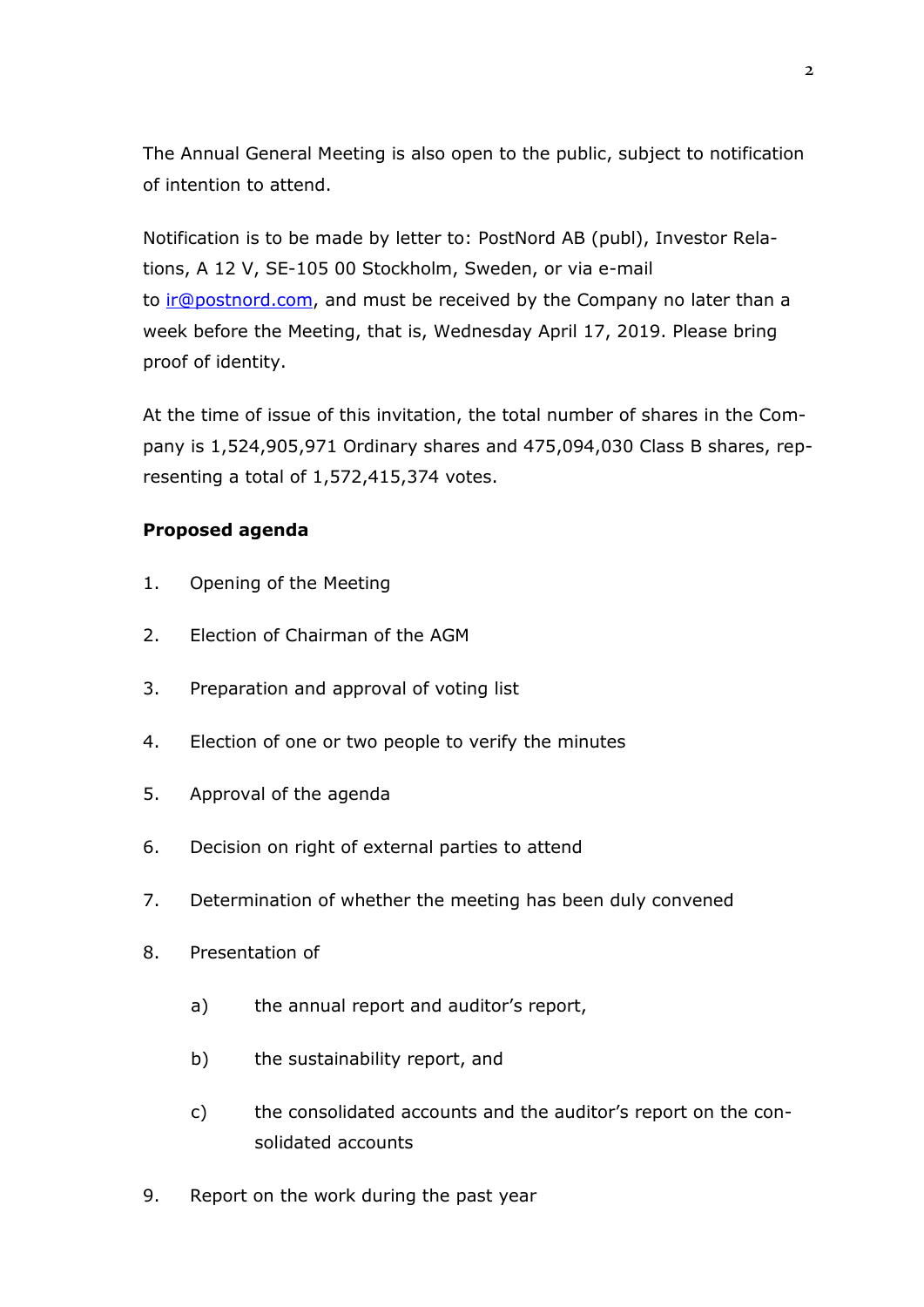The Annual General Meeting is also open to the public, subject to notification of intention to attend.

Notification is to be made by letter to: PostNord AB (publ), Investor Relations, A 12 V, SE-105 00 Stockholm, Sweden, or via e-mail to ir@postnord.com, and must be received by the Company no later than a week before the Meeting, that is, Wednesday April 17, 2019. Please bring proof of identity.

At the time of issue of this invitation, the total number of shares in the Company is 1,524,905,971 Ordinary shares and 475,094,030 Class B shares, representing a total of 1,572,415,374 votes.

**Proposed agenda**

1. Opening of the Meeting
2. Election of Chairman of the AGM
3. Preparation and approval of voting list
4. Election of one or two people to verify the minutes
5. Approval of the agenda
6. Decision on right of external parties to attend
7. Determination of whether the meeting has been duly convened
8. Presentation of
   a) the annual report and auditor's report,
   b) the sustainability report, and
   c) the consolidated accounts and the auditor's report on the consolidated accounts
9. Report on the work during the past year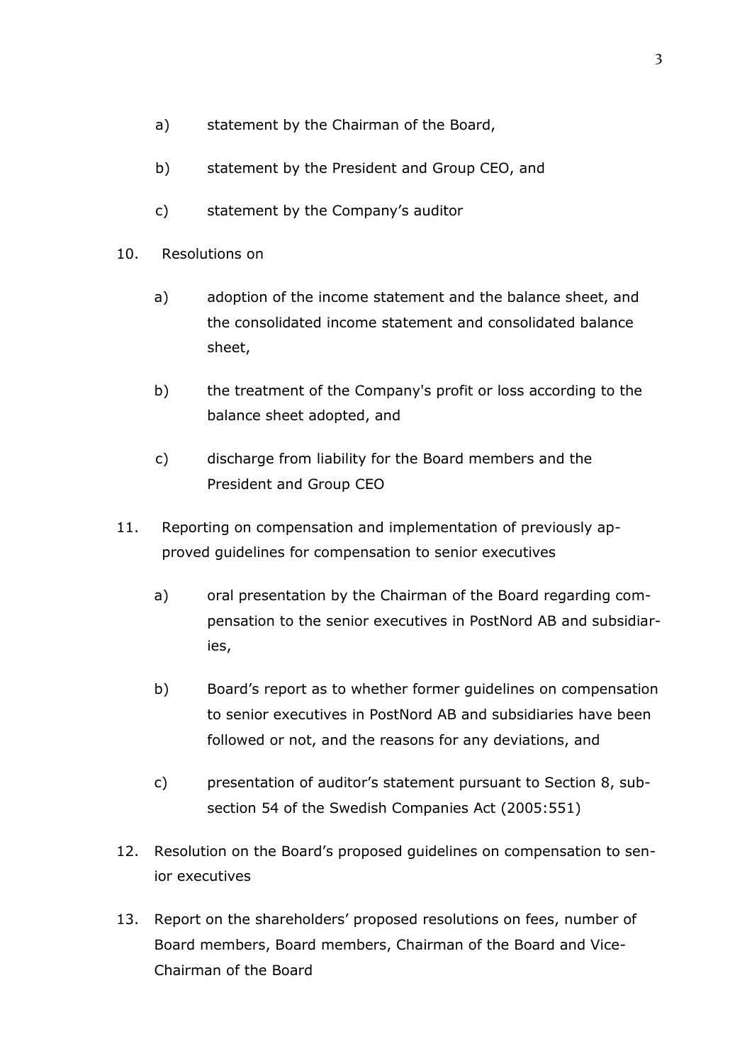a) statement by the Chairman of the Board,

   b) statement by the President and Group CEO, and

   c) statement by the Company's auditor

10. Resolutions on

    a) adoption of the income statement and the balance sheet, and the consolidated income statement and consolidated balance sheet,

    b) the treatment of the Company's profit or loss according to the balance sheet adopted, and

    c) discharge from liability for the Board members and the President and Group CEO

11. Reporting on compensation and implementation of previously approved guidelines for compensation to senior executives

    a) oral presentation by the Chairman of the Board regarding compensation to the senior executives in PostNord AB and subsidiaries,

    b) Board's report as to whether former guidelines on compensation to senior executives in PostNord AB and subsidiaries have been followed or not, and the reasons for any deviations, and

    c) presentation of auditor's statement pursuant to Section 8, subsection 54 of the Swedish Companies Act (2005:551)

12. Resolution on the Board's proposed guidelines on compensation to senior executives

13. Report on the shareholders' proposed resolutions on fees, number of Board members, Board members, Chairman of the Board and Vice-Chairman of the Board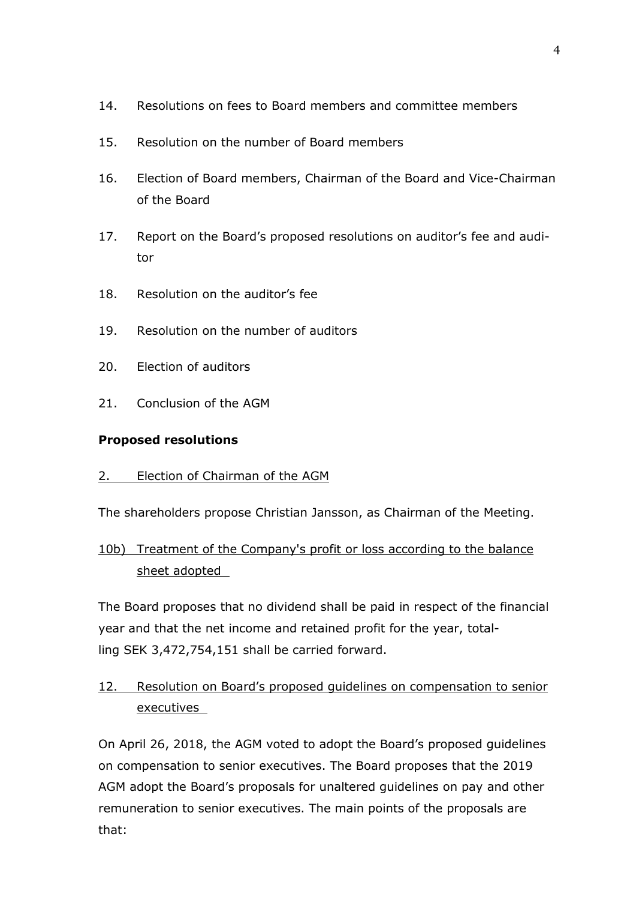14. Resolutions on fees to Board members and committee members

15. Resolution on the number of Board members

16. Election of Board members, Chairman of the Board and Vice-Chairman of the Board

17. Report on the Board's proposed resolutions on auditor's fee and auditor

18. Resolution on the auditor's fee

19. Resolution on the number of auditors

20. Election of auditors

21. Conclusion of the AGM

**Proposed resolutions**

<u>2. Election of Chairman of the AGM</u>

The shareholders propose Christian Jansson, as Chairman of the Meeting.

<u>10b) Treatment of the Company's profit or loss according to the balance sheet adopted</u>

The Board proposes that no dividend shall be paid in respect of the financial year and that the net income and retained profit for the year, totalling SEK 3,472,754,151 shall be carried forward.

<u>12. Resolution on Board's proposed guidelines on compensation to senior executives</u>

On April 26, 2018, the AGM voted to adopt the Board's proposed guidelines on compensation to senior executives. The Board proposes that the 2019 AGM adopt the Board's proposals for unaltered guidelines on pay and other remuneration to senior executives. The main points of the proposals are that: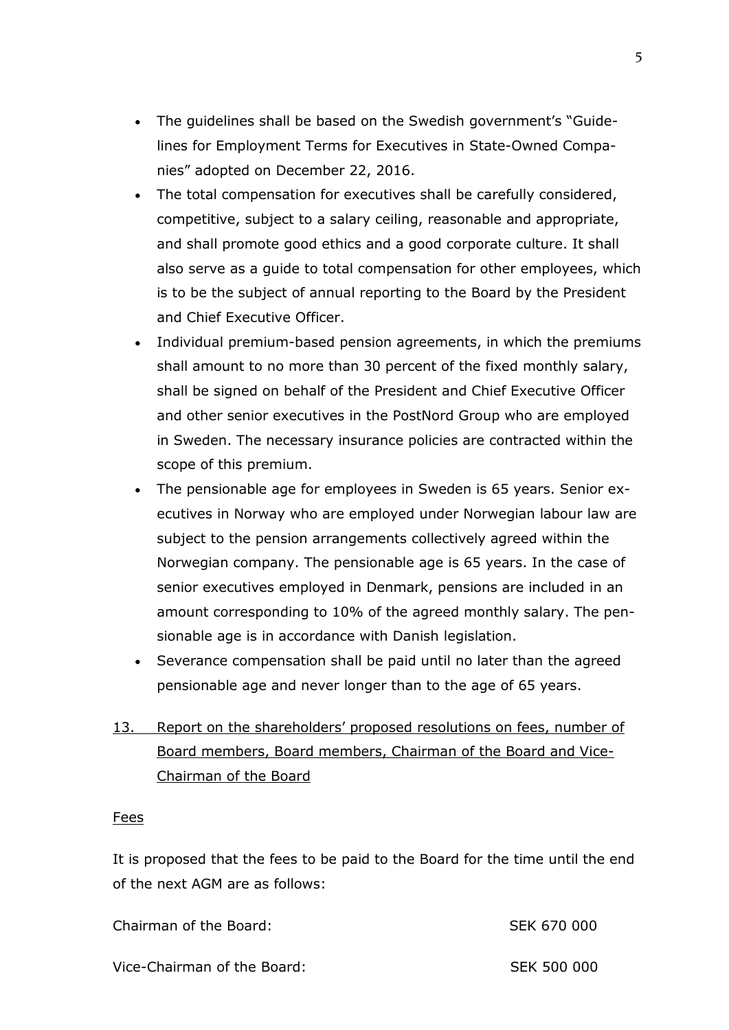- The guidelines shall be based on the Swedish government's "Guidelines for Employment Terms for Executives in State-Owned Companies" adopted on December 22, 2016.
- The total compensation for executives shall be carefully considered, competitive, subject to a salary ceiling, reasonable and appropriate, and shall promote good ethics and a good corporate culture. It shall also serve as a guide to total compensation for other employees, which is to be the subject of annual reporting to the Board by the President and Chief Executive Officer.
- Individual premium-based pension agreements, in which the premiums shall amount to no more than 30 percent of the fixed monthly salary, shall be signed on behalf of the President and Chief Executive Officer and other senior executives in the PostNord Group who are employed in Sweden. The necessary insurance policies are contracted within the scope of this premium.
- The pensionable age for employees in Sweden is 65 years. Senior executives in Norway who are employed under Norwegian labour law are subject to the pension arrangements collectively agreed within the Norwegian company. The pensionable age is 65 years. In the case of senior executives employed in Denmark, pensions are included in an amount corresponding to 10% of the agreed monthly salary. The pensionable age is in accordance with Danish legislation.
- Severance compensation shall be paid until no later than the agreed pensionable age and never longer than to the age of 65 years.

## 13. Report on the shareholders' proposed resolutions on fees, number of Board members, Board members, Chairman of the Board and Vice-Chairman of the Board

### Fees

It is proposed that the fees to be paid to the Board for the time until the end of the next AGM are as follows:

| | |
|---|---|
| Chairman of the Board: | SEK 670 000 |
| Vice-Chairman of the Board: | SEK 500 000 |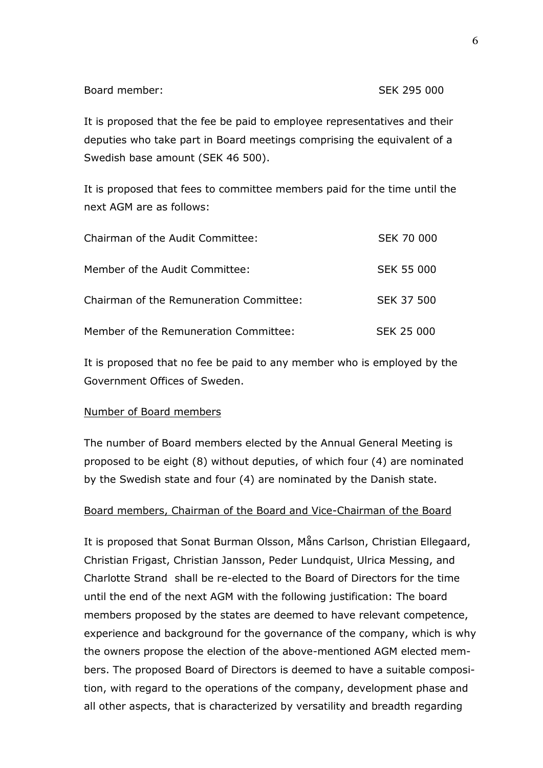Board member: SEK 295 000

It is proposed that the fee be paid to employee representatives and their deputies who take part in Board meetings comprising the equivalent of a Swedish base amount (SEK 46 500).

It is proposed that fees to committee members paid for the time until the next AGM are as follows:

| | |
|---|---|
| Chairman of the Audit Committee: | SEK 70 000 |
| Member of the Audit Committee: | SEK 55 000 |
| Chairman of the Remuneration Committee: | SEK 37 500 |
| Member of the Remuneration Committee: | SEK 25 000 |

It is proposed that no fee be paid to any member who is employed by the Government Offices of Sweden.

Number of Board members

The number of Board members elected by the Annual General Meeting is proposed to be eight (8) without deputies, of which four (4) are nominated by the Swedish state and four (4) are nominated by the Danish state.

Board members, Chairman of the Board and Vice-Chairman of the Board

It is proposed that Sonat Burman Olsson, Måns Carlson, Christian Ellegaard, Christian Frigast, Christian Jansson, Peder Lundquist, Ulrica Messing, and Charlotte Strand shall be re-elected to the Board of Directors for the time until the end of the next AGM with the following justification: The board members proposed by the states are deemed to have relevant competence, experience and background for the governance of the company, which is why the owners propose the election of the above-mentioned AGM elected members. The proposed Board of Directors is deemed to have a suitable composition, with regard to the operations of the company, development phase and all other aspects, that is characterized by versatility and breadth regarding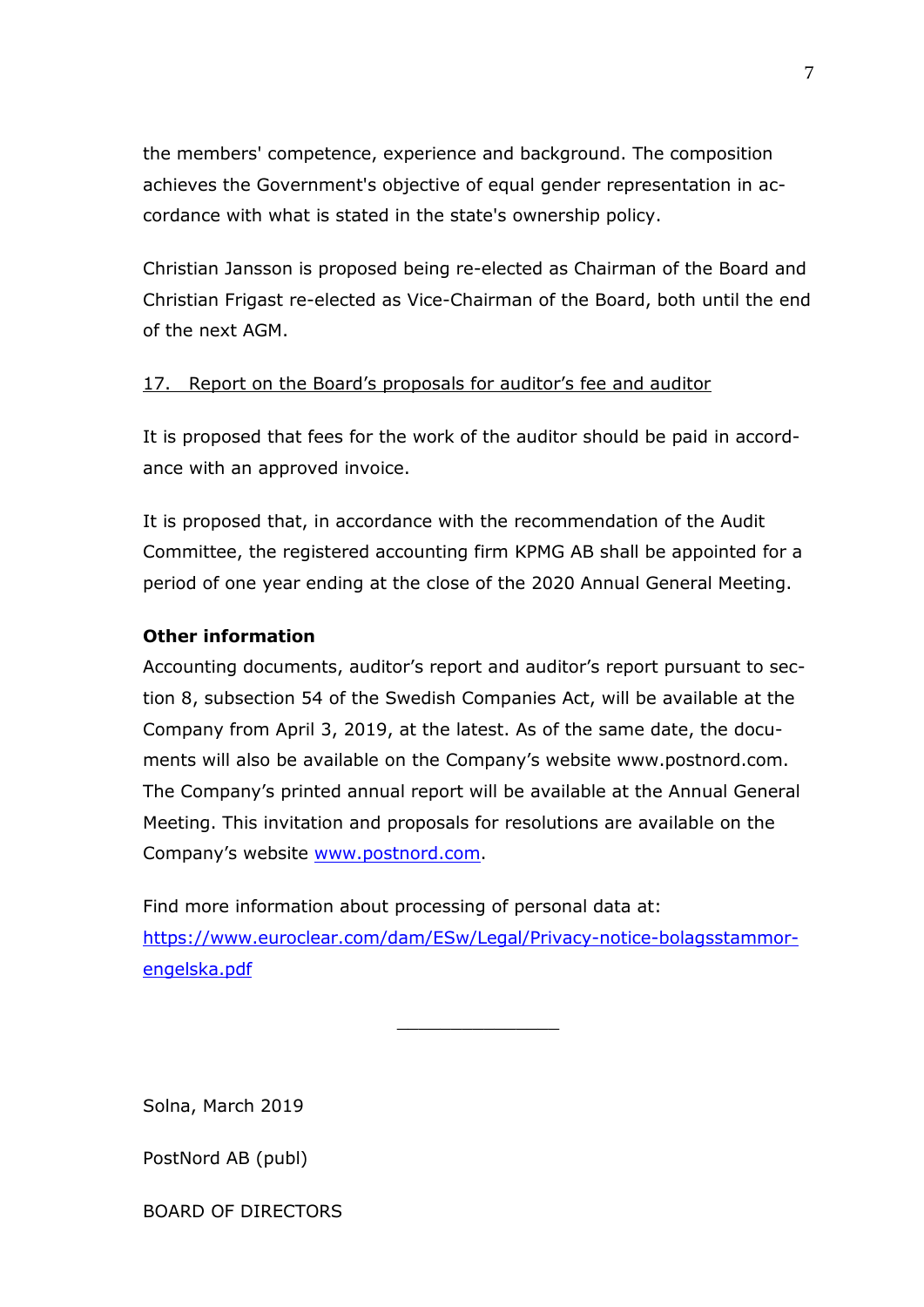the members' competence, experience and background. The composition achieves the Government's objective of equal gender representation in accordance with what is stated in the state's ownership policy.

Christian Jansson is proposed being re-elected as Chairman of the Board and Christian Frigast re-elected as Vice-Chairman of the Board, both until the end of the next AGM.

17. Report on the Board's proposals for auditor's fee and auditor

It is proposed that fees for the work of the auditor should be paid in accordance with an approved invoice.

It is proposed that, in accordance with the recommendation of the Audit Committee, the registered accounting firm KPMG AB shall be appointed for a period of one year ending at the close of the 2020 Annual General Meeting.

**Other information**

Accounting documents, auditor's report and auditor's report pursuant to section 8, subsection 54 of the Swedish Companies Act, will be available at the Company from April 3, 2019, at the latest. As of the same date, the documents will also be available on the Company's website www.postnord.com. The Company's printed annual report will be available at the Annual General Meeting. This invitation and proposals for resolutions are available on the Company's website www.postnord.com.

Find more information about processing of personal data at: https://www.euroclear.com/dam/ESw/Legal/Privacy-notice-bolagsstammor-engelska.pdf

---

Solna, March 2019

PostNord AB (publ)

BOARD OF DIRECTORS